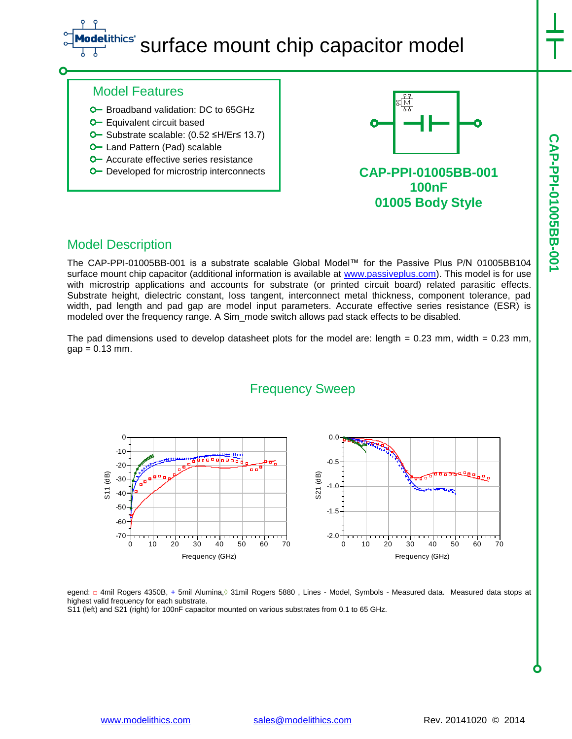# surface mount chip capacitor model

## Model Features

- Broadband validation: DC to 65GHz
- Equivalent circuit based
- Substrate scalable: (0.52 ≤H/Er≤ 13.7)
- Land Pattern (Pad) scalable
- Accurate effective series resistance
- Developed for microstrip interconnects

**CAP-PPI-01005BB-001**
**100nF**
**01005 Body Style**

## Model Description

The CAP-PPI-01005BB-001 is a substrate scalable Global Model™ for the Passive Plus P/N 01005BB104 surface mount chip capacitor (additional information is available at www.passiveplus.com). This model is for use with microstrip applications and accounts for substrate (or printed circuit board) related parasitic effects. Substrate height, dielectric constant, loss tangent, interconnect metal thickness, component tolerance, pad width, pad length and pad gap are model input parameters. Accurate effective series resistance (ESR) is modeled over the frequency range. A Sim_mode switch allows pad stack effects to be disabled.

The pad dimensions used to develop datasheet plots for the model are: length = 0.23 mm, width = 0.23 mm, gap = 0.13 mm.

## Frequency Sweep

egend: □ 4mil Rogers 4350B, + 5mil Alumina,◊ 31mil Rogers 5880 , Lines - Model, Symbols - Measured data. Measured data stops at highest valid frequency for each substrate.
S11 (left) and S21 (right) for 100nF capacitor mounted on various substrates from 0.1 to 65 GHz.

www.modelithics.com sales@modelithics.com Rev. 20141020 © 2014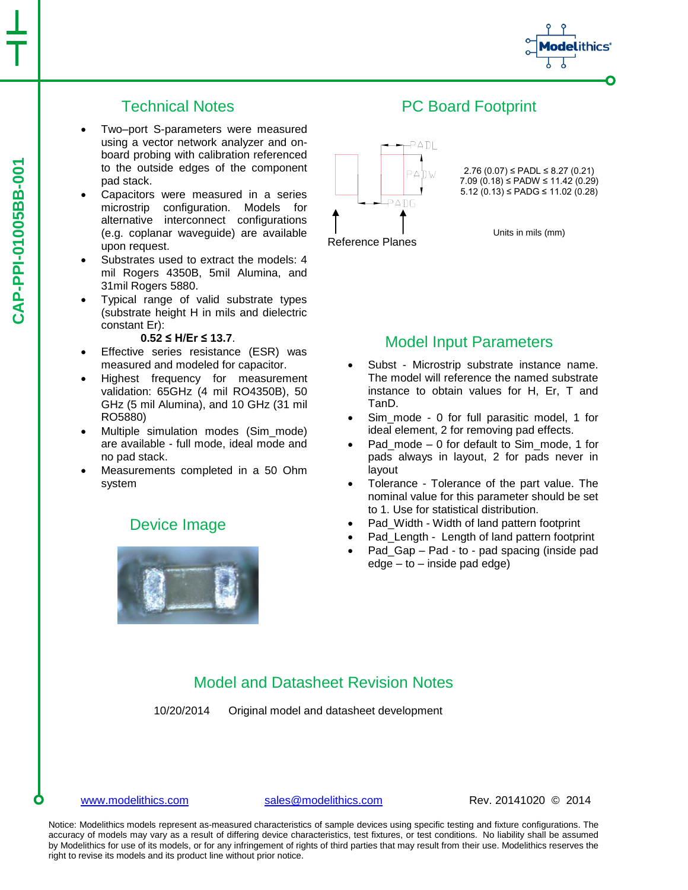## Technical Notes

- Two–port S-parameters were measured using a vector network analyzer and on-board probing with calibration referenced to the outside edges of the component pad stack.
- Capacitors were measured in a series microstrip configuration. Models for alternative interconnect configurations (e.g. coplanar waveguide) are available upon request.
- Substrates used to extract the models: 4 mil Rogers 4350B, 5mil Alumina, and 31mil Rogers 5880.
- Typical range of valid substrate types (substrate height H in mils and dielectric constant Er):

  **0.52 ≤ H/Er ≤ 13.7**.
- Effective series resistance (ESR) was measured and modeled for capacitor.
- Highest frequency for measurement validation: 65GHz (4 mil RO4350B), 50 GHz (5 mil Alumina), and 10 GHz (31 mil RO5880)
- Multiple simulation modes (Sim_mode) are available - full mode, ideal mode and no pad stack.
- Measurements completed in a 50 Ohm system

## Device Image

## PC Board Footprint

PADL

PADW

PADG

Reference Planes

2.76 (0.07) ≤ PADL ≤ 8.27 (0.21)
7.09 (0.18) ≤ PADW ≤ 11.42 (0.29)
5.12 (0.13) ≤ PADG ≤ 11.02 (0.28)

Units in mils (mm)

## Model Input Parameters

- Subst - Microstrip substrate instance name. The model will reference the named substrate instance to obtain values for H, Er, T and TanD.
- Sim_mode - 0 for full parasitic model, 1 for ideal element, 2 for removing pad effects.
- Pad_mode – 0 for default to Sim_mode, 1 for pads always in layout, 2 for pads never in layout
- Tolerance - Tolerance of the part value. The nominal value for this parameter should be set to 1. Use for statistical distribution.
- Pad_Width - Width of land pattern footprint
- Pad_Length - Length of land pattern footprint
- Pad_Gap – Pad - to - pad spacing (inside pad edge – to – inside pad edge)

## Model and Datasheet Revision Notes

10/20/2014 Original model and datasheet development

www.modelithics.com sales@modelithics.com Rev. 20141020 © 2014

Notice: Modelithics models represent as-measured characteristics of sample devices using specific testing and fixture configurations. The accuracy of models may vary as a result of differing device characteristics, test fixtures, or test conditions. No liability shall be assumed by Modelithics for use of its models, or for any infringement of rights of third parties that may result from their use. Modelithics reserves the right to revise its models and its product line without prior notice.